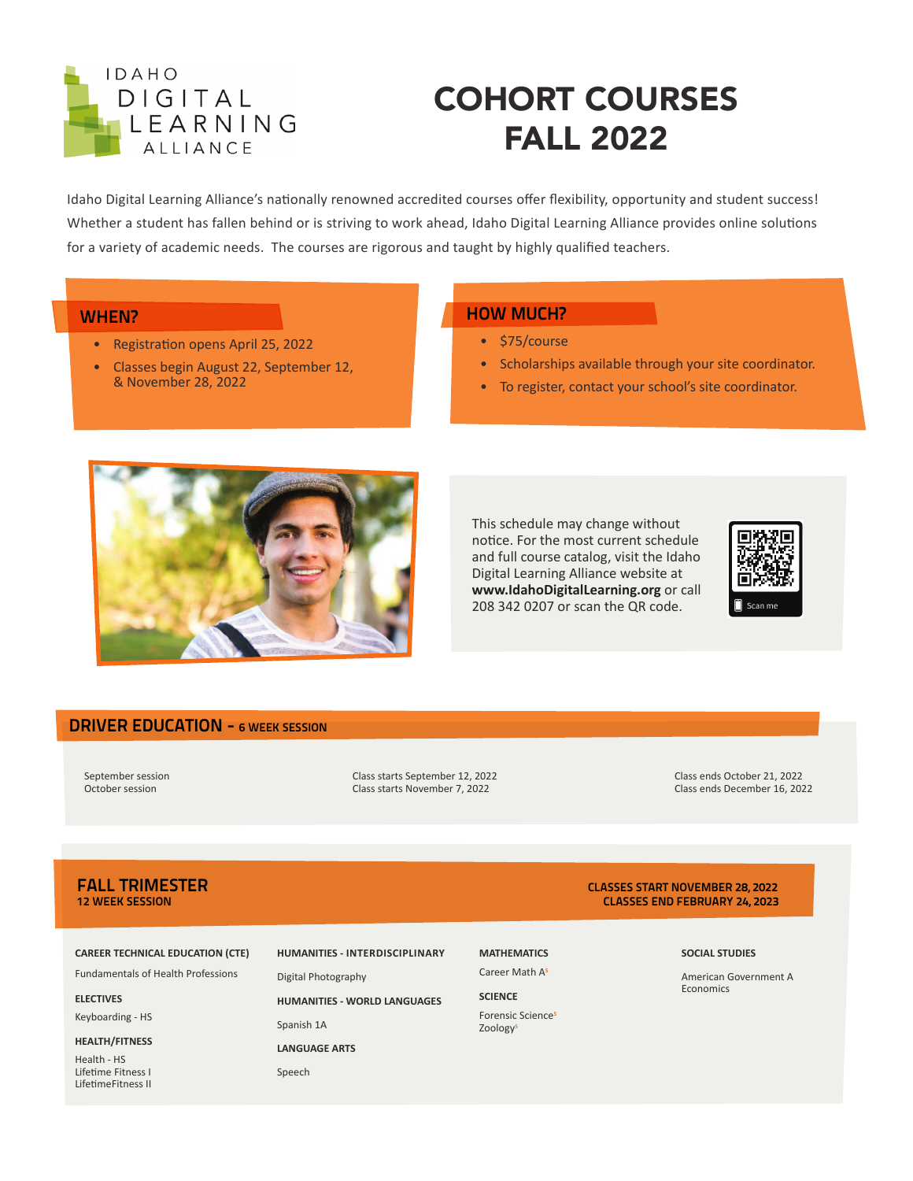IDAHO DIGITAL LEARNING ALLIANCE

# COHORT COURSES FALL 2022

Idaho Digital Learning Alliance's nationally renowned accredited courses offer flexibility, opportunity and student success! Whether a student has fallen behind or is striving to work ahead, Idaho Digital Learning Alliance provides online solutions for a variety of academic needs. The courses are rigorous and taught by highly qualified teachers.

## WHEN?

- Registration opens April 25, 2022
- Classes begin August 22, September 12, & November 28, 2022

## HOW MUCH?

- $75/course
- Scholarships available through your site coordinator.
- To register, contact your school's site coordinator.

This schedule may change without notice. For the most current schedule and full course catalog, visit the Idaho Digital Learning Alliance website at **www.IdahoDigitalLearning.org** or call 208 342 0207 or scan the QR code.

Scan me

## DRIVER EDUCATION - 6 WEEK SESSION

| | | |
|---|---|---|
| September session | Class starts September 12, 2022 | Class ends October 21, 2022 |
| October session | Class starts November 7, 2022 | Class ends December 16, 2022 |

## FALL TRIMESTER
**12 WEEK SESSION**

**CLASSES START NOVEMBER 28, 2022**
**CLASSES END FEBRUARY 24, 2023**

### CAREER TECHNICAL EDUCATION (CTE)
Fundamentals of Health Professions

### ELECTIVES
Keyboarding - HS

### HEALTH/FITNESS
Health - HS
Lifetime Fitness I
LifetimeFitness II

### HUMANITIES - INTERDISCIPLINARY
Digital Photography

### HUMANITIES - WORLD LANGUAGES
Spanish 1A

### LANGUAGE ARTS
Speech

### MATHEMATICS
Career Math A[s]

### SCIENCE
Forensic Science[s]
Zoology[s]

### SOCIAL STUDIES
American Government A
Economics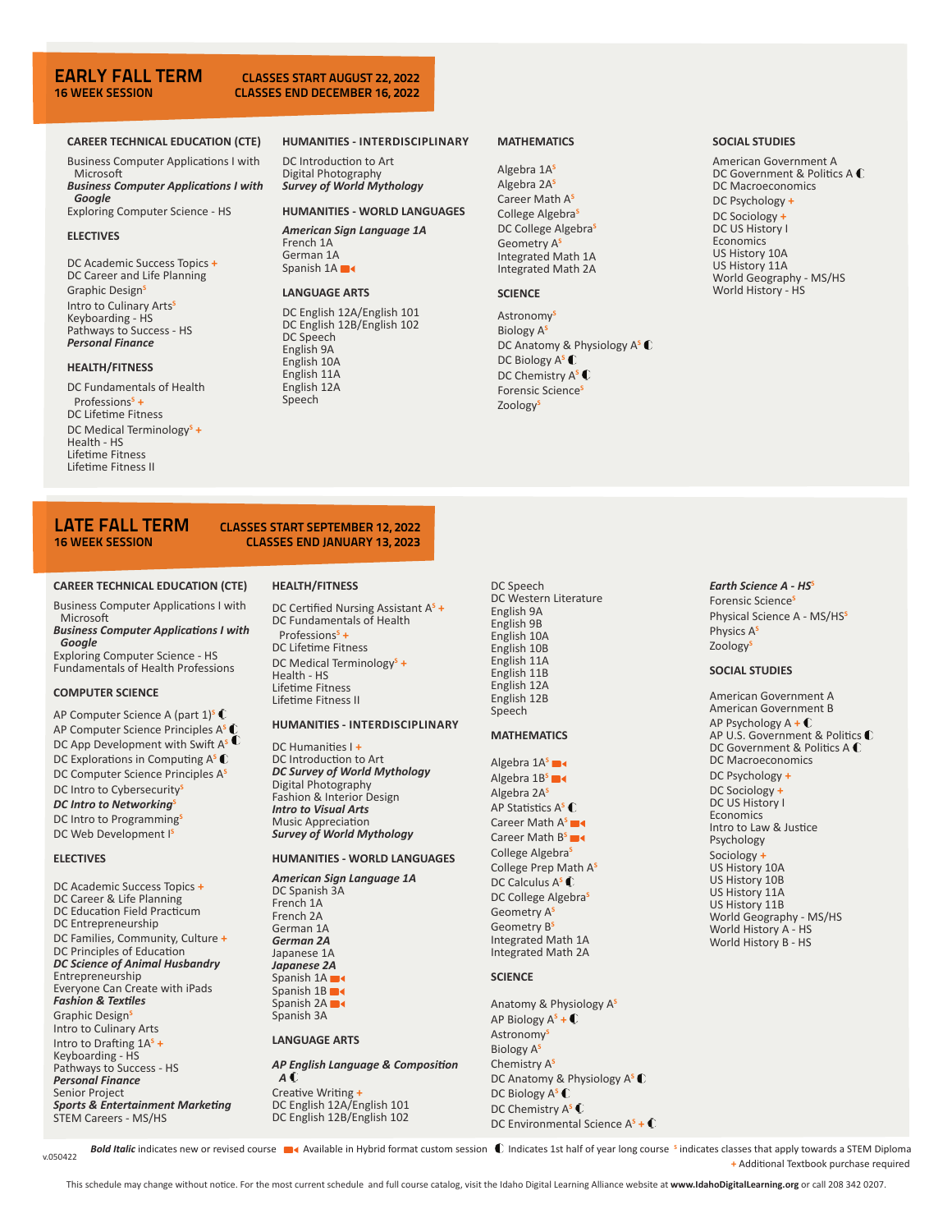## EARLY FALL TERM
**16 WEEK SESSION**

**CLASSES START AUGUST 22, 2022**
**CLASSES END DECEMBER 16, 2022**

### CAREER TECHNICAL EDUCATION (CTE)

Business Computer Applications I with Microsoft
***Business Computer Applications I with Google***
Exploring Computer Science - HS

### ELECTIVES

DC Academic Success Topics +
DC Career and Life Planning
Graphic Design[S]
Intro to Culinary Arts[S]
Keyboarding - HS
Pathways to Success - HS
***Personal Finance***

### HEALTH/FITNESS

DC Fundamentals of Health Professions[S] +
DC Lifetime Fitness
DC Medical Terminology[S] +
Health - HS
Lifetime Fitness
Lifetime Fitness II

### HUMANITIES - INTERDISCIPLINARY

DC Introduction to Art
Digital Photography
***Survey of World Mythology***

### HUMANITIES - WORLD LANGUAGES

***American Sign Language 1A***
French 1A
German 1A
Spanish 1A (Hybrid)

### LANGUAGE ARTS

DC English 12A/English 101
DC English 12B/English 102
DC Speech
English 9A
English 10A
English 11A
English 12A
Speech

### MATHEMATICS

Algebra 1A[S]
Algebra 2A[S]
Career Math A[S]
College Algebra[S]
DC College Algebra[S]
Geometry A[S]
Integrated Math 1A
Integrated Math 2A

### SCIENCE

Astronomy[S]
Biology A[S]
DC Anatomy & Physiology A[S] ◐
DC Biology A[S] ◐
DC Chemistry A[S] ◐
Forensic Science[S]
Zoology[S]

### SOCIAL STUDIES

American Government A
DC Government & Politics A ◐
DC Macroeconomics
DC Psychology +
DC Sociology +
DC US History I
Economics
US History 10A
US History 11A
World Geography - MS/HS
World History - HS

## LATE FALL TERM
**16 WEEK SESSION**

**CLASSES START SEPTEMBER 12, 2022**
**CLASSES END JANUARY 13, 2023**

### CAREER TECHNICAL EDUCATION (CTE)

Business Computer Applications I with Microsoft
***Business Computer Applications I with Google***
Exploring Computer Science - HS
Fundamentals of Health Professions

### COMPUTER SCIENCE

AP Computer Science A (part 1)[S] ◐
AP Computer Science Principles A[S] ◐
DC App Development with Swift A[S] ◐
DC Explorations in Computing A[S] ◐
DC Computer Science Principles A[S]
DC Intro to Cybersecurity[S]
***DC Intro to Networking***[S]
DC Intro to Programming[S]
DC Web Development I[S]

### ELECTIVES

DC Academic Success Topics +
DC Career & Life Planning
DC Education Field Practicum
DC Entrepreneurship
DC Families, Community, Culture +
DC Principles of Education
***DC Science of Animal Husbandry***
Entrepreneurship
Everyone Can Create with iPads
***Fashion & Textiles***
Graphic Design[S]
Intro to Culinary Arts
Intro to Drafting 1A[S] +
Keyboarding - HS
Pathways to Success - HS
***Personal Finance***
Senior Project
***Sports & Entertainment Marketing***
STEM Careers - MS/HS

### HEALTH/FITNESS

DC Certified Nursing Assistant A[S] +
DC Fundamentals of Health Professions[S] +
DC Lifetime Fitness
DC Medical Terminology[S] +
Health - HS
Lifetime Fitness
Lifetime Fitness II

### HUMANITIES - INTERDISCIPLINARY

DC Humanities I +
DC Introduction to Art
***DC Survey of World Mythology***
Digital Photography
Fashion & Interior Design
***Intro to Visual Arts***
Music Appreciation
***Survey of World Mythology***

### HUMANITIES - WORLD LANGUAGES

***American Sign Language 1A***
DC Spanish 3A
French 1A
French 2A
German 1A
***German 2A***
Japanese 1A
***Japanese 2A***
Spanish 1A (Hybrid)
Spanish 1B (Hybrid)
Spanish 2A (Hybrid)
Spanish 3A

### LANGUAGE ARTS

***AP English Language & Composition A*** ◐
Creative Writing +
DC English 12A/English 101
DC English 12B/English 102
DC Speech
DC Western Literature
English 9A
English 9B
English 10A
English 10B
English 11A
English 11B
English 12A
English 12B
Speech

### MATHEMATICS

Algebra 1A[S] (Hybrid)
Algebra 1B[S] (Hybrid)
Algebra 2A[S]
AP Statistics A[S] ◐
Career Math A[S] (Hybrid)
Career Math B[S] (Hybrid)
College Algebra[S]
College Prep Math A[S]
DC Calculus A[S] ◐
DC College Algebra[S]
Geometry A[S]
Geometry B[S]
Integrated Math 1A
Integrated Math 2A

### SCIENCE

Anatomy & Physiology A[S]
AP Biology A[S] + ◐
Astronomy[S]
Biology A[S]
Chemistry A[S]
DC Anatomy & Physiology A[S] ◐
DC Biology A[S] ◐
DC Chemistry A[S] ◐
DC Environmental Science A[S] + ◐
***Earth Science A - HS***[S]
Forensic Science[S]
Physical Science A - MS/HS[S]
Physics A[S]
Zoology[S]

### SOCIAL STUDIES

American Government A
American Government B
AP Psychology A + ◐
AP U.S. Government & Politics ◐
DC Government & Politics A ◐
DC Macroeconomics
DC Psychology +
DC Sociology +
DC US History I
Economics
Intro to Law & Justice
Psychology
Sociology +
US History 10A
US History 10B
US History 11A
US History 11B
World Geography - MS/HS
World History A - HS
World History B - HS

v.050422

***Bold Italic*** indicates new or revised course (Hybrid) Available in Hybrid format custom session ◐ Indicates 1st half of year long course [S] indicates classes that apply towards a STEM Diploma + Additional Textbook purchase required

This schedule may change without notice. For the most current schedule and full course catalog, visit the Idaho Digital Learning Alliance website at **www.IdahoDigitalLearning.org** or call 208 342 0207.